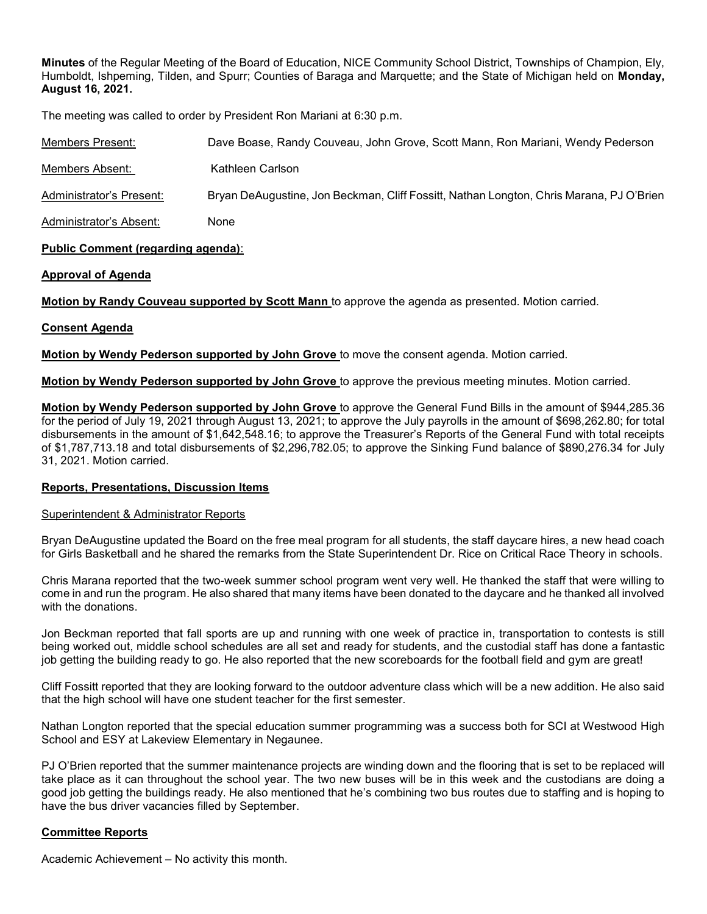**Minutes** of the Regular Meeting of the Board of Education, NICE Community School District, Townships of Champion, Ely, Humboldt, Ishpeming, Tilden, and Spurr; Counties of Baraga and Marquette; and the State of Michigan held on **Monday, August 16, 2021.**

The meeting was called to order by President Ron Mariani at 6:30 p.m.

Members Present: Dave Boase, Randy Couveau, John Grove, Scott Mann, Ron Mariani, Wendy Pederson

Members Absent: Kathleen Carlson

Administrator's Present: Bryan DeAugustine, Jon Beckman, Cliff Fossitt, Nathan Longton, Chris Marana, PJ O'Brien

Administrator's Absent: None

**Public Comment (regarding agenda)**:

**Approval of Agenda**

**Motion by Randy Couveau supported by Scott Mann** to approve the agenda as presented. Motion carried.

**Consent Agenda**

**Motion by Wendy Pederson supported by John Grove** to move the consent agenda. Motion carried.

**Motion by Wendy Pederson supported by John Grove** to approve the previous meeting minutes. Motion carried.

**Motion by Wendy Pederson supported by John Grove** to approve the General Fund Bills in the amount of $944,285.36 for the period of July 19, 2021 through August 13, 2021; to approve the July payrolls in the amount of $698,262.80; for total disbursements in the amount of $1,642,548.16; to approve the Treasurer's Reports of the General Fund with total receipts of $1,787,713.18 and total disbursements of $2,296,782.05; to approve the Sinking Fund balance of $890,276.34 for July 31, 2021. Motion carried.

**Reports, Presentations, Discussion Items**

Superintendent & Administrator Reports

Bryan DeAugustine updated the Board on the free meal program for all students, the staff daycare hires, a new head coach for Girls Basketball and he shared the remarks from the State Superintendent Dr. Rice on Critical Race Theory in schools.

Chris Marana reported that the two-week summer school program went very well. He thanked the staff that were willing to come in and run the program. He also shared that many items have been donated to the daycare and he thanked all involved with the donations.

Jon Beckman reported that fall sports are up and running with one week of practice in, transportation to contests is still being worked out, middle school schedules are all set and ready for students, and the custodial staff has done a fantastic job getting the building ready to go. He also reported that the new scoreboards for the football field and gym are great!

Cliff Fossitt reported that they are looking forward to the outdoor adventure class which will be a new addition. He also said that the high school will have one student teacher for the first semester.

Nathan Longton reported that the special education summer programming was a success both for SCI at Westwood High School and ESY at Lakeview Elementary in Negaunee.

PJ O'Brien reported that the summer maintenance projects are winding down and the flooring that is set to be replaced will take place as it can throughout the school year. The two new buses will be in this week and the custodians are doing a good job getting the buildings ready. He also mentioned that he's combining two bus routes due to staffing and is hoping to have the bus driver vacancies filled by September.

**Committee Reports**

Academic Achievement – No activity this month.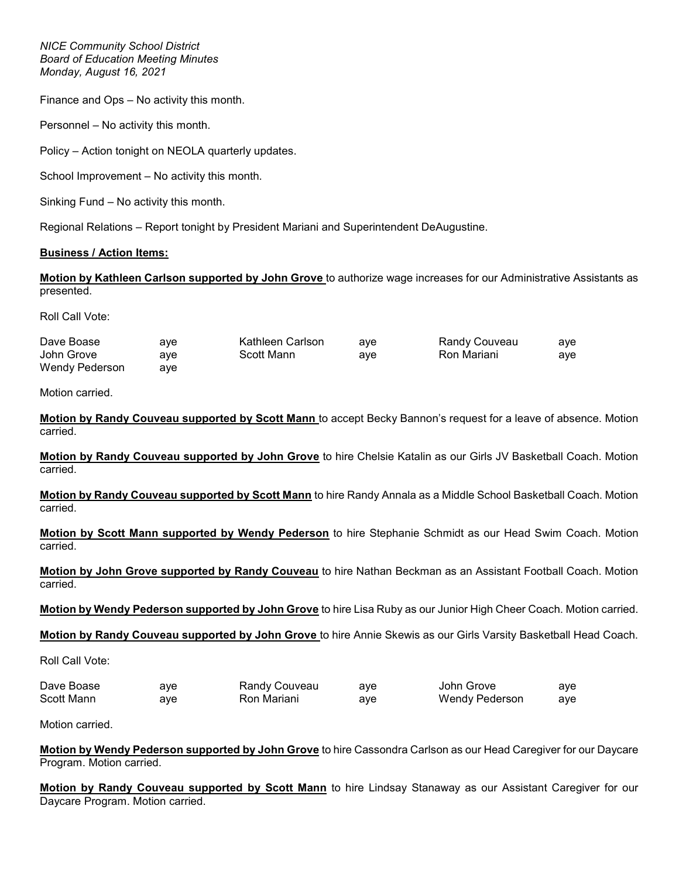*NICE Community School District*
*Board of Education Meeting Minutes*
*Monday, August 16, 2021*

Finance and Ops – No activity this month.

Personnel – No activity this month.

Policy – Action tonight on NEOLA quarterly updates.

School Improvement – No activity this month.

Sinking Fund – No activity this month.

Regional Relations – Report tonight by President Mariani and Superintendent DeAugustine.

**Business / Action Items:**

**Motion by Kathleen Carlson supported by John Grove** to authorize wage increases for our Administrative Assistants as presented.

Roll Call Vote:

| | | | | | |
|---|---|---|---|---|---|
| Dave Boase | aye | Kathleen Carlson | aye | Randy Couveau | aye |
| John Grove | aye | Scott Mann | aye | Ron Mariani | aye |
| Wendy Pederson | aye | | | | |

Motion carried.

**Motion by Randy Couveau supported by Scott Mann** to accept Becky Bannon's request for a leave of absence. Motion carried.

**Motion by Randy Couveau supported by John Grove** to hire Chelsie Katalin as our Girls JV Basketball Coach. Motion carried.

**Motion by Randy Couveau supported by Scott Mann** to hire Randy Annala as a Middle School Basketball Coach. Motion carried.

**Motion by Scott Mann supported by Wendy Pederson** to hire Stephanie Schmidt as our Head Swim Coach. Motion carried.

**Motion by John Grove supported by Randy Couveau** to hire Nathan Beckman as an Assistant Football Coach. Motion carried.

**Motion by Wendy Pederson supported by John Grove** to hire Lisa Ruby as our Junior High Cheer Coach. Motion carried.

**Motion by Randy Couveau supported by John Grove** to hire Annie Skewis as our Girls Varsity Basketball Head Coach.

Roll Call Vote:

| | | | | | |
|---|---|---|---|---|---|
| Dave Boase | aye | Randy Couveau | aye | John Grove | aye |
| Scott Mann | aye | Ron Mariani | aye | Wendy Pederson | aye |

Motion carried.

**Motion by Wendy Pederson supported by John Grove** to hire Cassondra Carlson as our Head Caregiver for our Daycare Program. Motion carried.

**Motion by Randy Couveau supported by Scott Mann** to hire Lindsay Stanaway as our Assistant Caregiver for our Daycare Program. Motion carried.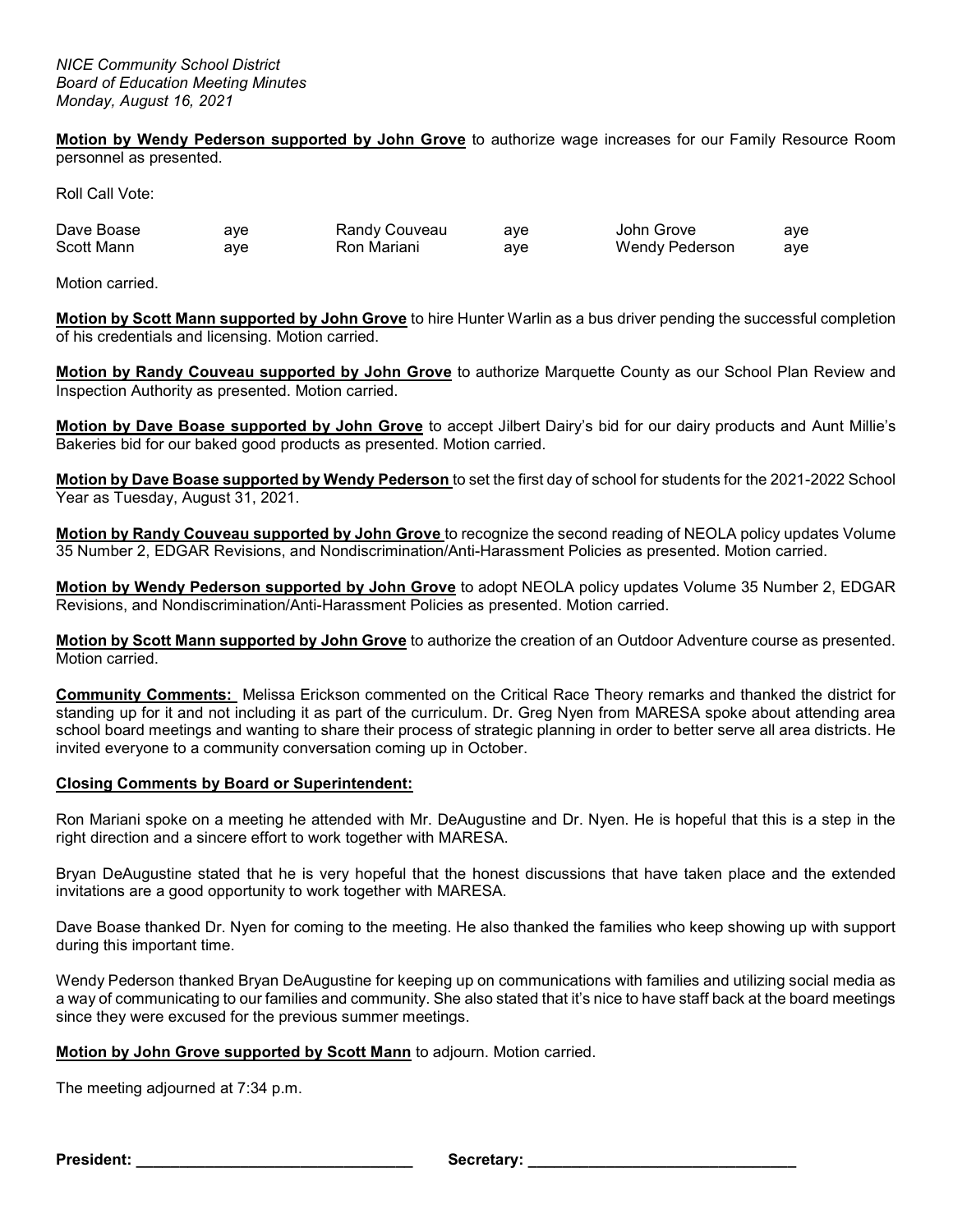*NICE Community School District*
*Board of Education Meeting Minutes*
*Monday, August 16, 2021*

**Motion by Wendy Pederson supported by John Grove** to authorize wage increases for our Family Resource Room personnel as presented.

Roll Call Vote:

| | | | | | |
|---|---|---|---|---|---|
| Dave Boase | aye | Randy Couveau | aye | John Grove | aye |
| Scott Mann | aye | Ron Mariani | aye | Wendy Pederson | aye |

Motion carried.

**Motion by Scott Mann supported by John Grove** to hire Hunter Warlin as a bus driver pending the successful completion of his credentials and licensing. Motion carried.

**Motion by Randy Couveau supported by John Grove** to authorize Marquette County as our School Plan Review and Inspection Authority as presented. Motion carried.

**Motion by Dave Boase supported by John Grove** to accept Jilbert Dairy's bid for our dairy products and Aunt Millie's Bakeries bid for our baked good products as presented. Motion carried.

**Motion by Dave Boase supported by Wendy Pederson** to set the first day of school for students for the 2021-2022 School Year as Tuesday, August 31, 2021.

**Motion by Randy Couveau supported by John Grove** to recognize the second reading of NEOLA policy updates Volume 35 Number 2, EDGAR Revisions, and Nondiscrimination/Anti-Harassment Policies as presented. Motion carried.

**Motion by Wendy Pederson supported by John Grove** to adopt NEOLA policy updates Volume 35 Number 2, EDGAR Revisions, and Nondiscrimination/Anti-Harassment Policies as presented. Motion carried.

**Motion by Scott Mann supported by John Grove** to authorize the creation of an Outdoor Adventure course as presented. Motion carried.

**Community Comments:** Melissa Erickson commented on the Critical Race Theory remarks and thanked the district for standing up for it and not including it as part of the curriculum. Dr. Greg Nyen from MARESA spoke about attending area school board meetings and wanting to share their process of strategic planning in order to better serve all area districts. He invited everyone to a community conversation coming up in October.

**Closing Comments by Board or Superintendent:**

Ron Mariani spoke on a meeting he attended with Mr. DeAugustine and Dr. Nyen. He is hopeful that this is a step in the right direction and a sincere effort to work together with MARESA.

Bryan DeAugustine stated that he is very hopeful that the honest discussions that have taken place and the extended invitations are a good opportunity to work together with MARESA.

Dave Boase thanked Dr. Nyen for coming to the meeting. He also thanked the families who keep showing up with support during this important time.

Wendy Pederson thanked Bryan DeAugustine for keeping up on communications with families and utilizing social media as a way of communicating to our families and community. She also stated that it's nice to have staff back at the board meetings since they were excused for the previous summer meetings.

**Motion by John Grove supported by Scott Mann** to adjourn. Motion carried.

The meeting adjourned at 7:34 p.m.

**President:** ________________________________ **Secretary:** ________________________________